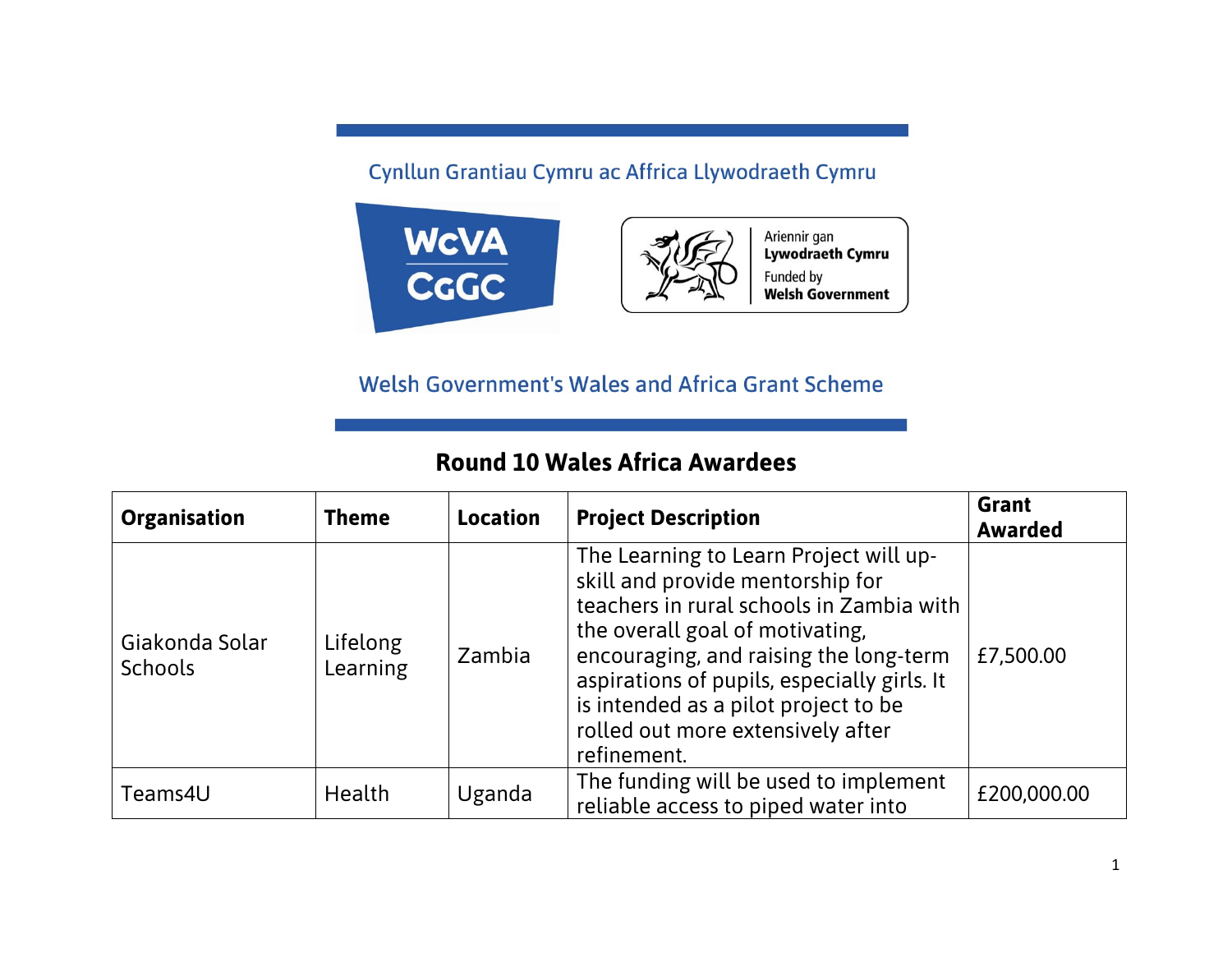Cynllun Grantiau Cymru ac Affrica Llywodraeth Cymru

WcVA CGGC

Ariennir gan **Lywodraeth Cymru**
Funded by **Welsh Government**

Welsh Government's Wales and Africa Grant Scheme

## Round 10 Wales Africa Awardees

| Organisation | Theme | Location | Project Description | Grant Awarded |
|---|---|---|---|---|
| Giakonda Solar Schools | Lifelong Learning | Zambia | The Learning to Learn Project will up-skill and provide mentorship for teachers in rural schools in Zambia with the overall goal of motivating, encouraging, and raising the long-term aspirations of pupils, especially girls. It is intended as a pilot project to be rolled out more extensively after refinement. | £7,500.00 |
| Teams4U | Health | Uganda | The funding will be used to implement reliable access to piped water into | £200,000.00 |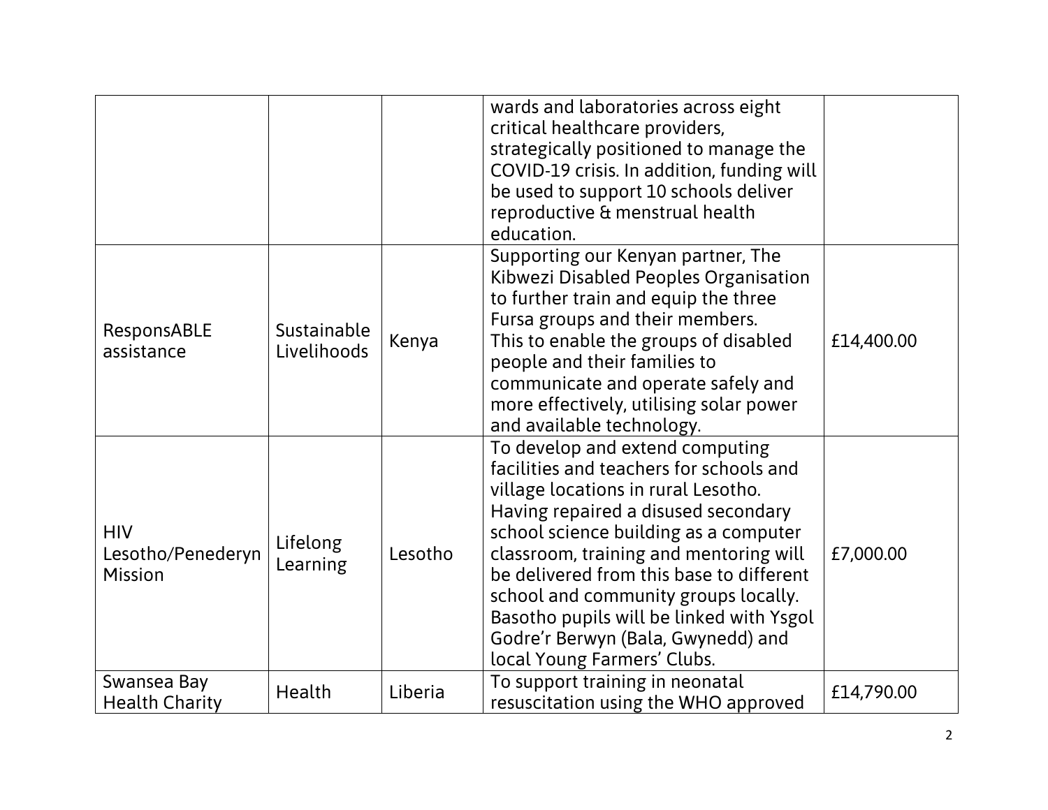|  |  |  |  |  |
|---|---|---|---|---|
|  |  |  | wards and laboratories across eight critical healthcare providers, strategically positioned to manage the COVID-19 crisis. In addition, funding will be used to support 10 schools deliver reproductive & menstrual health education. |  |
| ResponsABLE assistance | Sustainable Livelihoods | Kenya | Supporting our Kenyan partner, The Kibwezi Disabled Peoples Organisation to further train and equip the three Fursa groups and their members. This to enable the groups of disabled people and their families to communicate and operate safely and more effectively, utilising solar power and available technology. | £14,400.00 |
| HIV Lesotho/Penederyn Mission | Lifelong Learning | Lesotho | To develop and extend computing facilities and teachers for schools and village locations in rural Lesotho. Having repaired a disused secondary school science building as a computer classroom, training and mentoring will be delivered from this base to different school and community groups locally. Basotho pupils will be linked with Ysgol Godre'r Berwyn (Bala, Gwynedd) and local Young Farmers' Clubs. | £7,000.00 |
| Swansea Bay Health Charity | Health | Liberia | To support training in neonatal resuscitation using the WHO approved | £14,790.00 |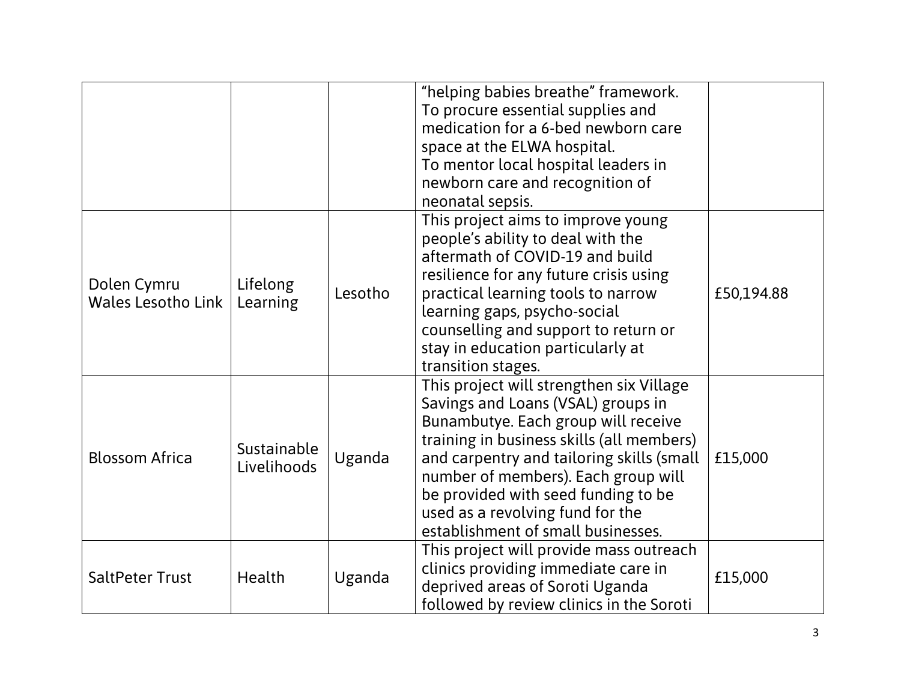| | | | | |
|---|---|---|---|---|
| | | | "helping babies breathe" framework.<br>To procure essential supplies and medication for a 6-bed newborn care space at the ELWA hospital.<br>To mentor local hospital leaders in newborn care and recognition of neonatal sepsis. | |
| Dolen Cymru Wales Lesotho Link | Lifelong Learning | Lesotho | This project aims to improve young people's ability to deal with the aftermath of COVID-19 and build resilience for any future crisis using practical learning tools to narrow learning gaps, psycho-social counselling and support to return or stay in education particularly at transition stages. | £50,194.88 |
| Blossom Africa | Sustainable Livelihoods | Uganda | This project will strengthen six Village Savings and Loans (VSAL) groups in Bunambutye. Each group will receive training in business skills (all members) and carpentry and tailoring skills (small number of members). Each group will be provided with seed funding to be used as a revolving fund for the establishment of small businesses. | £15,000 |
| SaltPeter Trust | Health | Uganda | This project will provide mass outreach clinics providing immediate care in deprived areas of Soroti Uganda followed by review clinics in the Soroti | £15,000 |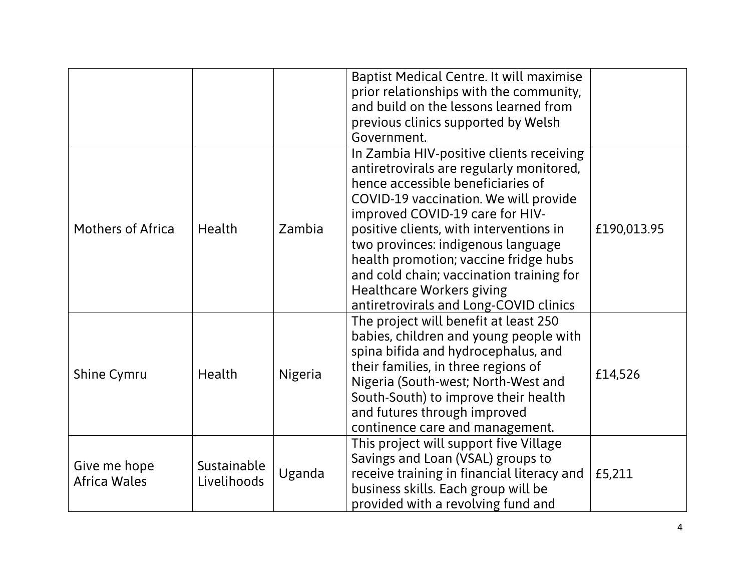| | | | | |
|---|---|---|---|---|
| | | | Baptist Medical Centre. It will maximise prior relationships with the community, and build on the lessons learned from previous clinics supported by Welsh Government. | |
| Mothers of Africa | Health | Zambia | In Zambia HIV-positive clients receiving antiretrovirals are regularly monitored, hence accessible beneficiaries of COVID-19 vaccination. We will provide improved COVID-19 care for HIV-positive clients, with interventions in two provinces: indigenous language health promotion; vaccine fridge hubs and cold chain; vaccination training for Healthcare Workers giving antiretrovirals and Long-COVID clinics | £190,013.95 |
| Shine Cymru | Health | Nigeria | The project will benefit at least 250 babies, children and young people with spina bifida and hydrocephalus, and their families, in three regions of Nigeria (South-west; North-West and South-South) to improve their health and futures through improved continence care and management. | £14,526 |
| Give me hope Africa Wales | Sustainable Livelihoods | Uganda | This project will support five Village Savings and Loan (VSAL) groups to receive training in financial literacy and business skills. Each group will be provided with a revolving fund and | £5,211 |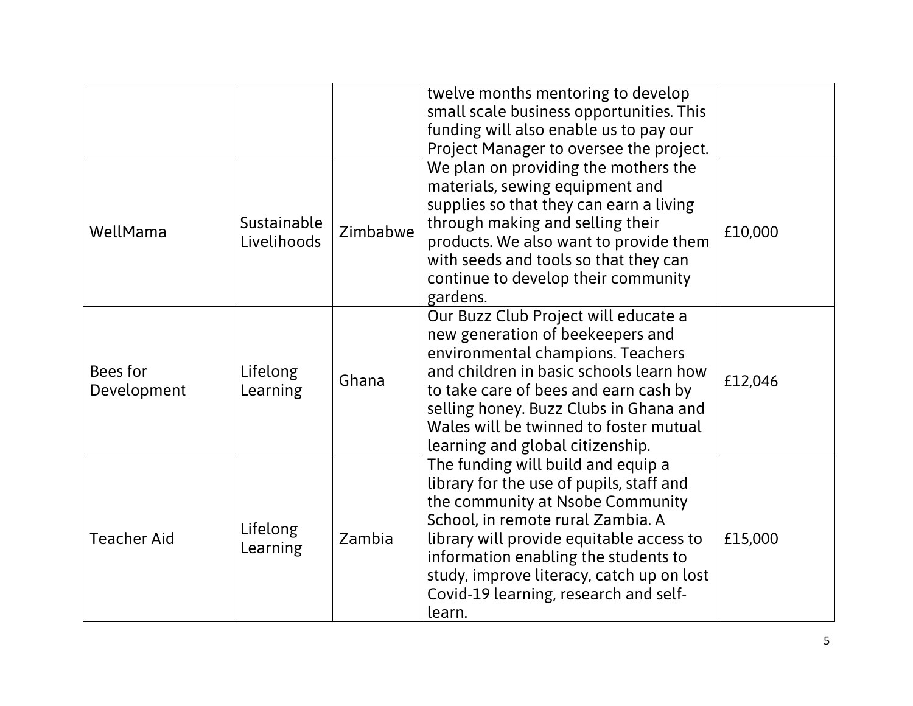| | | | | |
|---|---|---|---|---|
| | | | twelve months mentoring to develop small scale business opportunities. This funding will also enable us to pay our Project Manager to oversee the project. | |
| WellMama | Sustainable Livelihoods | Zimbabwe | We plan on providing the mothers the materials, sewing equipment and supplies so that they can earn a living through making and selling their products. We also want to provide them with seeds and tools so that they can continue to develop their community gardens. | £10,000 |
| Bees for Development | Lifelong Learning | Ghana | Our Buzz Club Project will educate a new generation of beekeepers and environmental champions. Teachers and children in basic schools learn how to take care of bees and earn cash by selling honey. Buzz Clubs in Ghana and Wales will be twinned to foster mutual learning and global citizenship. | £12,046 |
| Teacher Aid | Lifelong Learning | Zambia | The funding will build and equip a library for the use of pupils, staff and the community at Nsobe Community School, in remote rural Zambia. A library will provide equitable access to information enabling the students to study, improve literacy, catch up on lost Covid-19 learning, research and self-learn. | £15,000 |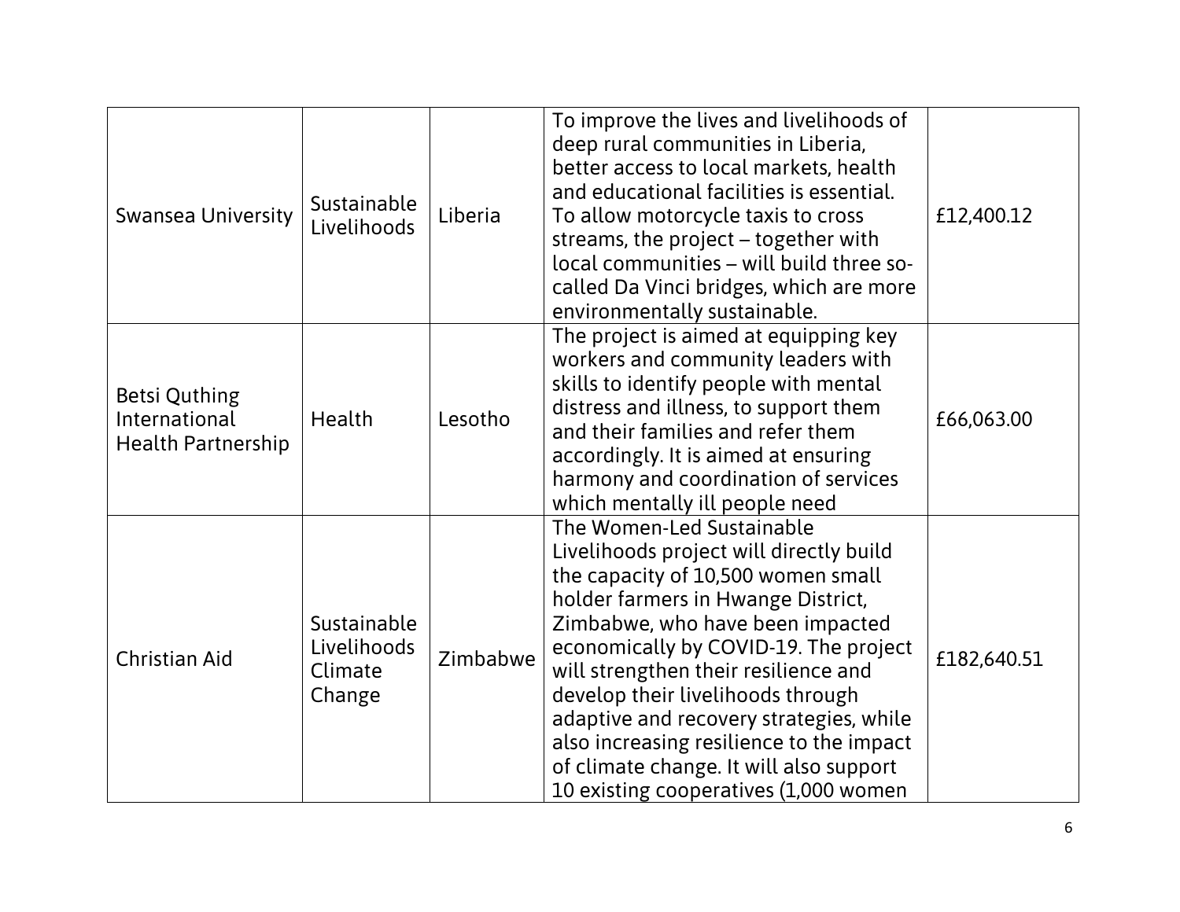| | | | | |
|---|---|---|---|---|
| Swansea University | Sustainable Livelihoods | Liberia | To improve the lives and livelihoods of deep rural communities in Liberia, better access to local markets, health and educational facilities is essential. To allow motorcycle taxis to cross streams, the project – together with local communities – will build three so-called Da Vinci bridges, which are more environmentally sustainable. | £12,400.12 |
| Betsi Quthing International Health Partnership | Health | Lesotho | The project is aimed at equipping key workers and community leaders with skills to identify people with mental distress and illness, to support them and their families and refer them accordingly. It is aimed at ensuring harmony and coordination of services which mentally ill people need | £66,063.00 |
| Christian Aid | Sustainable Livelihoods Climate Change | Zimbabwe | The Women-Led Sustainable Livelihoods project will directly build the capacity of 10,500 women small holder farmers in Hwange District, Zimbabwe, who have been impacted economically by COVID-19. The project will strengthen their resilience and develop their livelihoods through adaptive and recovery strategies, while also increasing resilience to the impact of climate change. It will also support 10 existing cooperatives (1,000 women | £182,640.51 |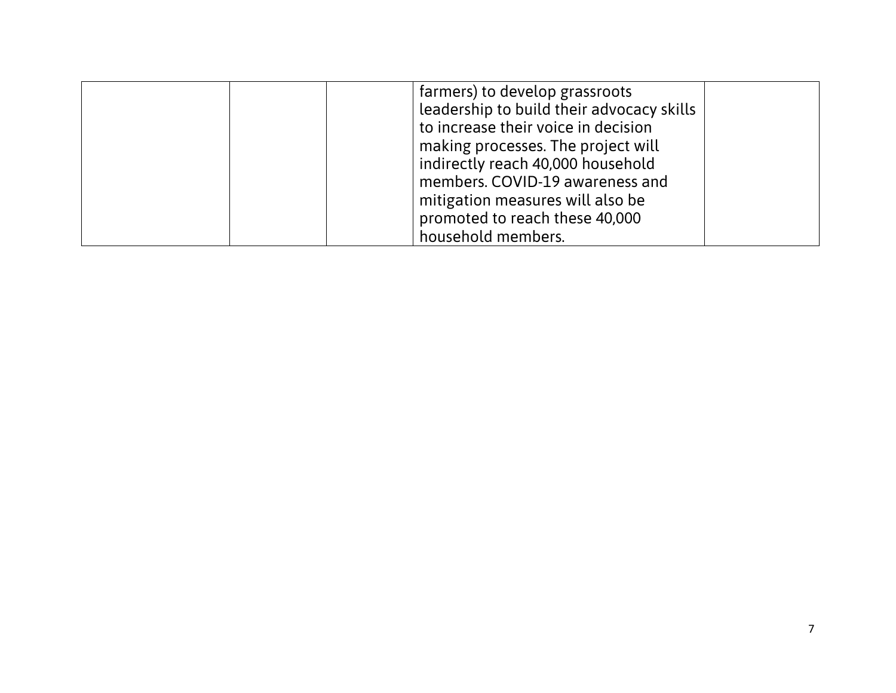| | | | | |
|---|---|---|---|---|
| | | | farmers) to develop grassroots leadership to build their advocacy skills to increase their voice in decision making processes. The project will indirectly reach 40,000 household members. COVID-19 awareness and mitigation measures will also be promoted to reach these 40,000 household members. | |